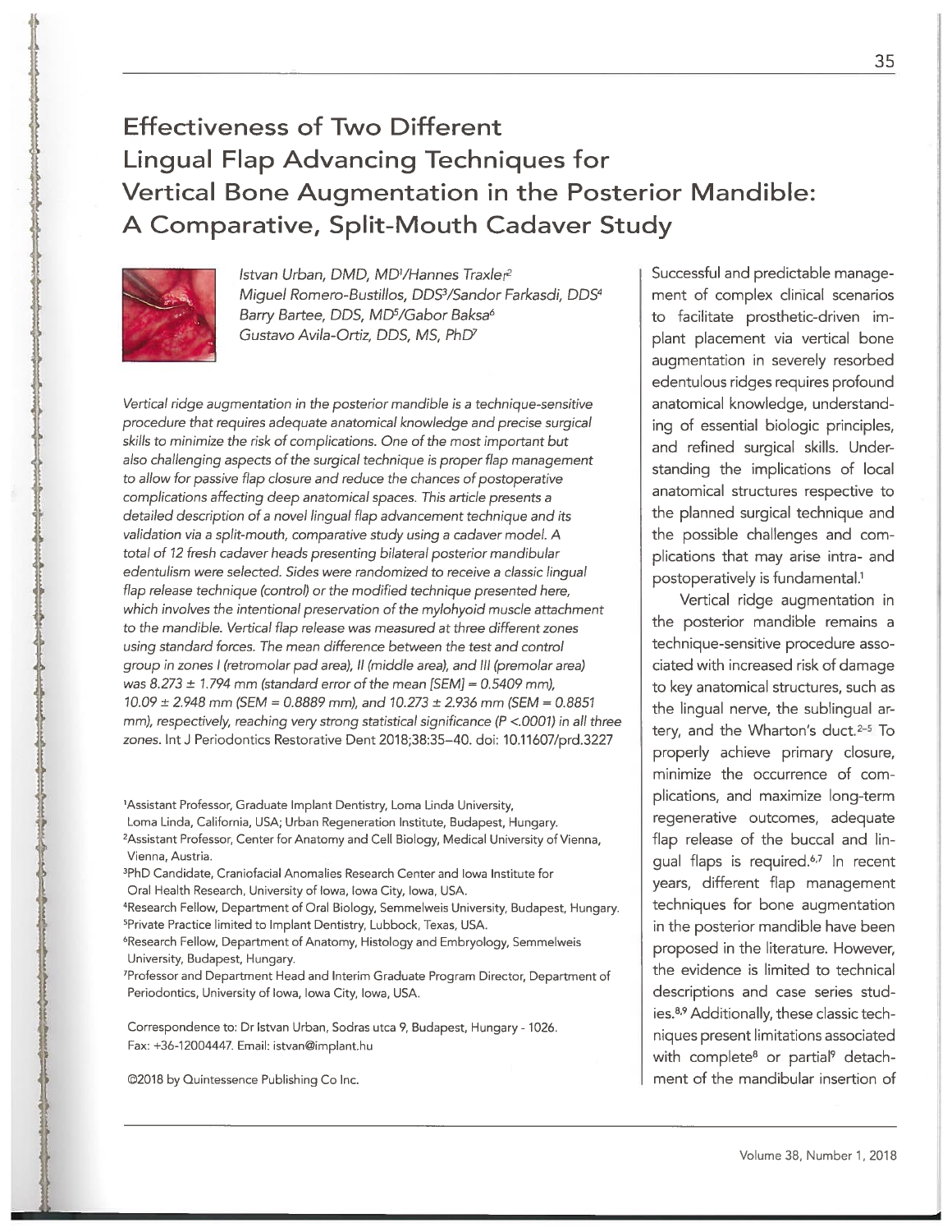# Effectiveness of Two Different Lingual Flap Advancing Techniques for Vertical Bone Augmentation in the Posterior Mandible: A Comparative, Split-Mouth Cadaver Study

Istvan Urban, DMD, MD[1]/Hannes Traxler[2]
Miguel Romero-Bustillos, DDS[3]/Sandor Farkasdi, DDS[4]
Barry Bartee, DDS, MD[5]/Gabor Baksa[6]
Gustavo Avila-Ortiz, DDS, MS, PhD[7]

*Vertical ridge augmentation in the posterior mandible is a technique-sensitive procedure that requires adequate anatomical knowledge and precise surgical skills to minimize the risk of complications. One of the most important but also challenging aspects of the surgical technique is proper flap management to allow for passive flap closure and reduce the chances of postoperative complications affecting deep anatomical spaces. This article presents a detailed description of a novel lingual flap advancement technique and its validation via a split-mouth, comparative study using a cadaver model. A total of 12 fresh cadaver heads presenting bilateral posterior mandibular edentulism were selected. Sides were randomized to receive a classic lingual flap release technique (control) or the modified technique presented here, which involves the intentional preservation of the mylohyoid muscle attachment to the mandible. Vertical flap release was measured at three different zones using standard forces. The mean difference between the test and control group in zones I (retromolar pad area), II (middle area), and III (premolar area) was 8.273 ± 1.794 mm (standard error of the mean [SEM] = 0.5409 mm), 10.09 ± 2.948 mm (SEM = 0.8889 mm), and 10.273 ± 2.936 mm (SEM = 0.8851 mm), respectively, reaching very strong statistical significance ($P < .0001$) in all three zones.* Int J Periodontics Restorative Dent 2018;38:35–40. doi: 10.11607/prd.3227

[1]Assistant Professor, Graduate Implant Dentistry, Loma Linda University, Loma Linda, California, USA; Urban Regeneration Institute, Budapest, Hungary.
[2]Assistant Professor, Center for Anatomy and Cell Biology, Medical University of Vienna, Vienna, Austria.
[3]PhD Candidate, Craniofacial Anomalies Research Center and Iowa Institute for Oral Health Research, University of Iowa, Iowa City, Iowa, USA.
[4]Research Fellow, Department of Oral Biology, Semmelweis University, Budapest, Hungary.
[5]Private Practice limited to Implant Dentistry, Lubbock, Texas, USA.
[6]Research Fellow, Department of Anatomy, Histology and Embryology, Semmelweis University, Budapest, Hungary.
[7]Professor and Department Head and Interim Graduate Program Director, Department of Periodontics, University of Iowa, Iowa City, Iowa, USA.

Correspondence to: Dr Istvan Urban, Sodras utca 9, Budapest, Hungary - 1026. Fax: +36-12004447. Email: istvan@implant.hu

©2018 by Quintessence Publishing Co Inc.

Successful and predictable management of complex clinical scenarios to facilitate prosthetic-driven implant placement via vertical bone augmentation in severely resorbed edentulous ridges requires profound anatomical knowledge, understanding of essential biologic principles, and refined surgical skills. Understanding the implications of local anatomical structures respective to the planned surgical technique and the possible challenges and complications that may arise intra- and postoperatively is fundamental.[1]

Vertical ridge augmentation in the posterior mandible remains a technique-sensitive procedure associated with increased risk of damage to key anatomical structures, such as the lingual nerve, the sublingual artery, and the Wharton's duct.[2–5] To properly achieve primary closure, minimize the occurrence of complications, and maximize long-term regenerative outcomes, adequate flap release of the buccal and lingual flaps is required.[6,7] In recent years, different flap management techniques for bone augmentation in the posterior mandible have been proposed in the literature. However, the evidence is limited to technical descriptions and case series studies.[8,9] Additionally, these classic techniques present limitations associated with complete[8] or partial[9] detachment of the mandibular insertion of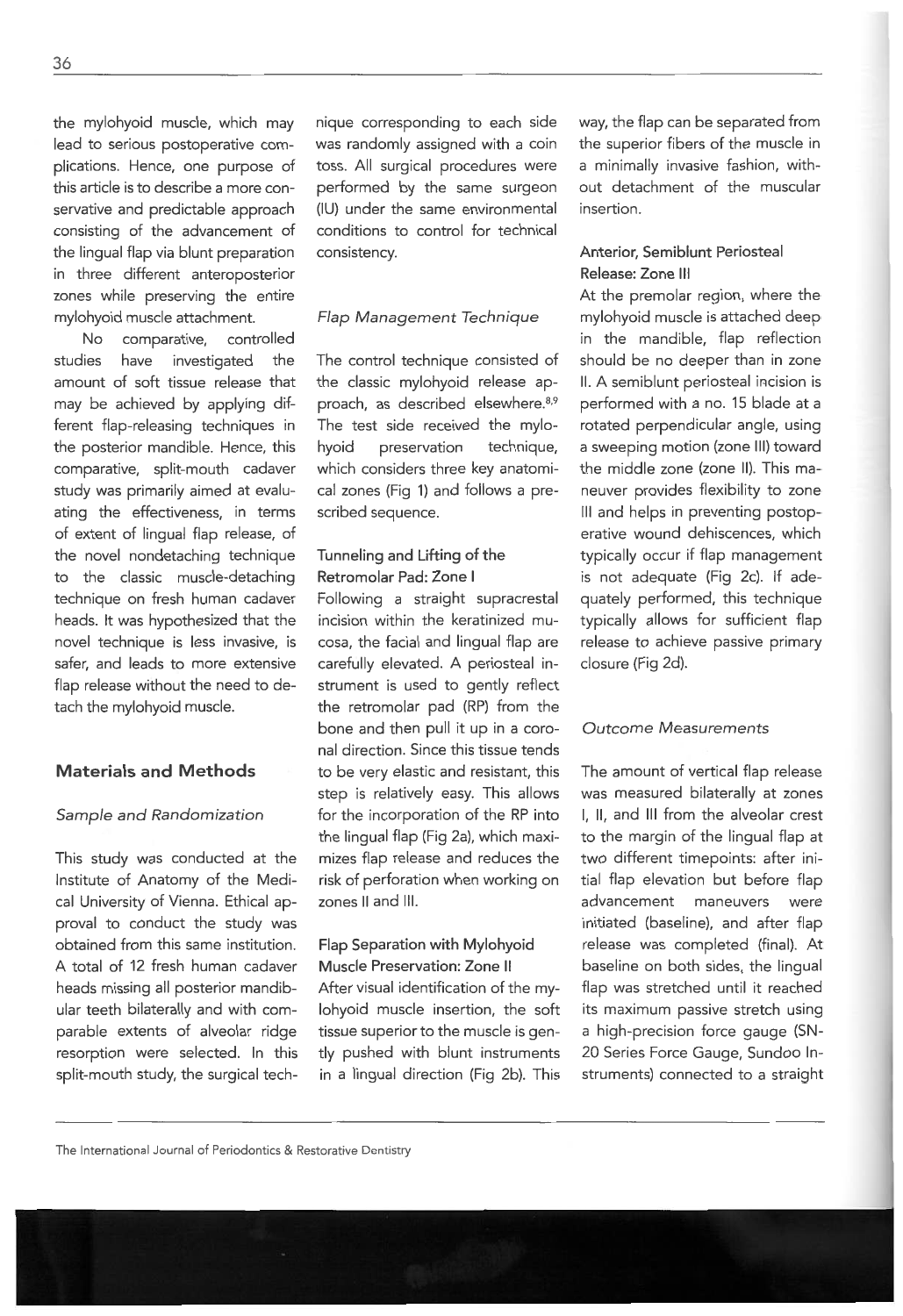the mylohyoid muscle, which may lead to serious postoperative complications. Hence, one purpose of this article is to describe a more conservative and predictable approach consisting of the advancement of the lingual flap via blunt preparation in three different anteroposterior zones while preserving the entire mylohyoid muscle attachment.

No comparative, controlled studies have investigated the amount of soft tissue release that may be achieved by applying different flap-releasing techniques in the posterior mandible. Hence, this comparative, split-mouth cadaver study was primarily aimed at evaluating the effectiveness, in terms of extent of lingual flap release, of the novel nondetaching technique to the classic muscle-detaching technique on fresh human cadaver heads. It was hypothesized that the novel technique is less invasive, is safer, and leads to more extensive flap release without the need to detach the mylohyoid muscle.

## Materials and Methods

### *Sample and Randomization*

This study was conducted at the Institute of Anatomy of the Medical University of Vienna. Ethical approval to conduct the study was obtained from this same institution. A total of 12 fresh human cadaver heads missing all posterior mandibular teeth bilaterally and with comparable extents of alveolar ridge resorption were selected. In this split-mouth study, the surgical technique corresponding to each side was randomly assigned with a coin toss. All surgical procedures were performed by the same surgeon (IU) under the same environmental conditions to control for technical consistency.

### *Flap Management Technique*

The control technique consisted of the classic mylohyoid release approach, as described elsewhere.[8,9] The test side received the mylohyoid preservation technique, which considers three key anatomical zones (Fig 1) and follows a prescribed sequence.

#### Tunneling and Lifting of the Retromolar Pad: Zone I

Following a straight supracrestal incision within the keratinized mucosa, the facial and lingual flap are carefully elevated. A periosteal instrument is used to gently reflect the retromolar pad (RP) from the bone and then pull it up in a coronal direction. Since this tissue tends to be very elastic and resistant, this step is relatively easy. This allows for the incorporation of the RP into the lingual flap (Fig 2a), which maximizes flap release and reduces the risk of perforation when working on zones II and III.

#### Flap Separation with Mylohyoid Muscle Preservation: Zone II

After visual identification of the mylohyoid muscle insertion, the soft tissue superior to the muscle is gently pushed with blunt instruments in a lingual direction (Fig 2b). This way, the flap can be separated from the superior fibers of the muscle in a minimally invasive fashion, without detachment of the muscular insertion.

#### Anterior, Semiblunt Periosteal Release: Zone III

At the premolar region, where the mylohyoid muscle is attached deep in the mandible, flap reflection should be no deeper than in zone II. A semiblunt periosteal incision is performed with a no. 15 blade at a rotated perpendicular angle, using a sweeping motion (zone III) toward the middle zone (zone II). This maneuver provides flexibility to zone III and helps in preventing postoperative wound dehiscences, which typically occur if flap management is not adequate (Fig 2c). If adequately performed, this technique typically allows for sufficient flap release to achieve passive primary closure (Fig 2d).

### *Outcome Measurements*

The amount of vertical flap release was measured bilaterally at zones I, II, and III from the alveolar crest to the margin of the lingual flap at two different timepoints: after initial flap elevation but before flap advancement maneuvers were initiated (baseline), and after flap release was completed (final). At baseline on both sides, the lingual flap was stretched until it reached its maximum passive stretch using a high-precision force gauge (SN-20 Series Force Gauge, Sundoo Instruments) connected to a straight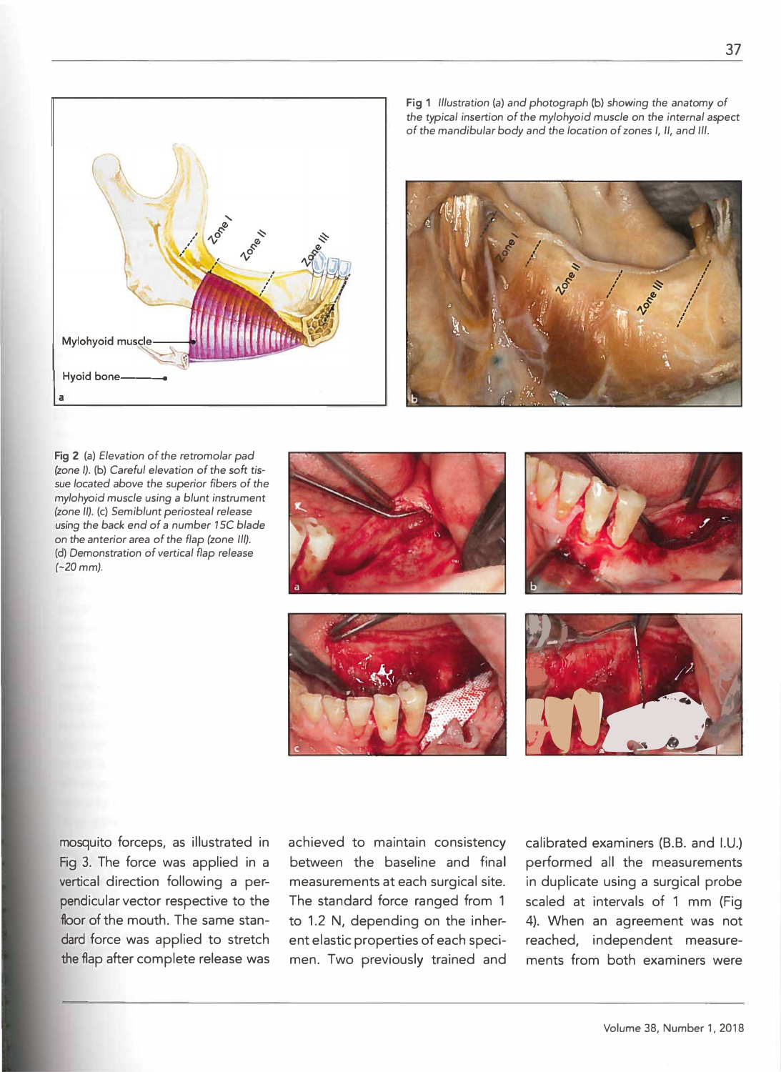*Fig 1 Illustration (a) and photograph (b) showing the anatomy of the typical insertion of the mylohyoid muscle on the internal aspect of the mandibular body and the location of zones I, II, and III.*

**Fig 2** (a) *Elevation of the retromolar pad (zone I).* (b) *Careful elevation of the soft tissue located above the superior fibers of the mylohyoid muscle using a blunt instrument (zone II).* (c) *Semiblunt periosteal release using the back end of a number 15C blade on the anterior area of the flap (zone III).* (d) *Demonstration of vertical flap release (~20 mm).*

mosquito forceps, as illustrated in Fig 3. The force was applied in a vertical direction following a perpendicular vector respective to the floor of the mouth. The same standard force was applied to stretch the flap after complete release was achieved to maintain consistency between the baseline and final measurements at each surgical site. The standard force ranged from 1 to 1.2 N, depending on the inherent elastic properties of each specimen. Two previously trained and calibrated examiners (B.B. and I.U.) performed all the measurements in duplicate using a surgical probe scaled at intervals of 1 mm (Fig 4). When an agreement was not reached, independent measurements from both examiners were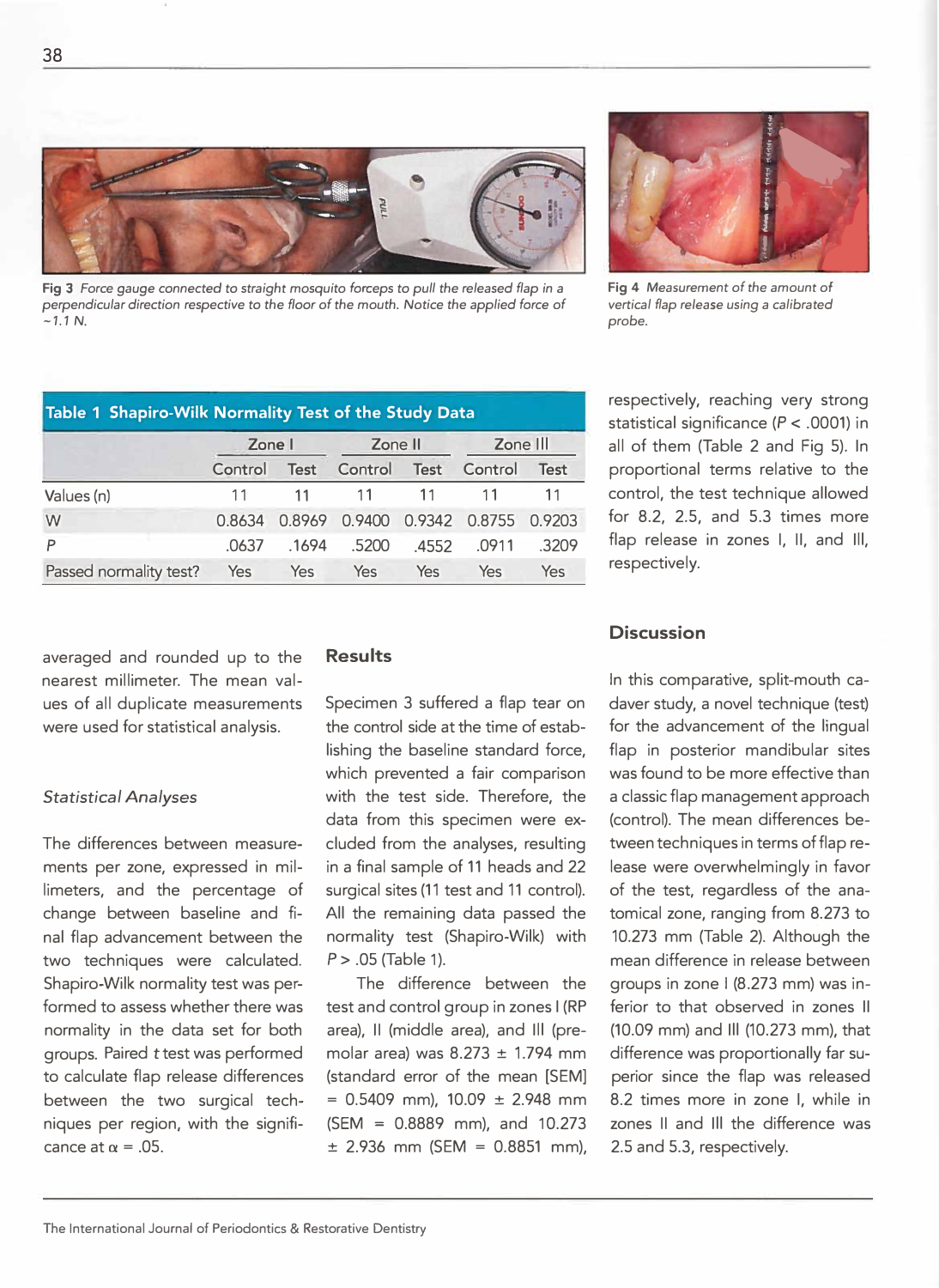Fig 3 *Force gauge connected to straight mosquito forceps to pull the released flap in a perpendicular direction respective to the floor of the mouth. Notice the applied force of ~1.1 N.*

Fig 4 *Measurement of the amount of vertical flap release using a calibrated probe.*

**Table 1 Shapiro-Wilk Normality Test of the Study Data**

| | Zone I | | Zone II | | Zone III | |
|---|---|---|---|---|---|---|
| | Control | Test | Control | Test | Control | Test |
| Values (n) | 11 | 11 | 11 | 11 | 11 | 11 |
| W | 0.8634 | 0.8969 | 0.9400 | 0.9342 | 0.8755 | 0.9203 |
| *P* | .0637 | .1694 | .5200 | .4552 | .0911 | .3209 |
| Passed normality test? | Yes | Yes | Yes | Yes | Yes | Yes |

averaged and rounded up to the nearest millimeter. The mean values of all duplicate measurements were used for statistical analysis.

### *Statistical Analyses*

The differences between measurements per zone, expressed in millimeters, and the percentage of change between baseline and final flap advancement between the two techniques were calculated. Shapiro-Wilk normality test was performed to assess whether there was normality in the data set for both groups. Paired *t* test was performed to calculate flap release differences between the two surgical techniques per region, with the significance at $\alpha = .05$.

## Results

Specimen 3 suffered a flap tear on the control side at the time of establishing the baseline standard force, which prevented a fair comparison with the test side. Therefore, the data from this specimen were excluded from the analyses, resulting in a final sample of 11 heads and 22 surgical sites (11 test and 11 control). All the remaining data passed the normality test (Shapiro-Wilk) with $P > .05$ (Table 1).

The difference between the test and control group in zones I (RP area), II (middle area), and III (premolar area) was 8.273 ± 1.794 mm (standard error of the mean [SEM] = 0.5409 mm), 10.09 ± 2.948 mm (SEM = 0.8889 mm), and 10.273 ± 2.936 mm (SEM = 0.8851 mm), respectively, reaching very strong statistical significance ($P < .0001$) in all of them (Table 2 and Fig 5). In proportional terms relative to the control, the test technique allowed for 8.2, 2.5, and 5.3 times more flap release in zones I, II, and III, respectively.

## Discussion

In this comparative, split-mouth cadaver study, a novel technique (test) for the advancement of the lingual flap in posterior mandibular sites was found to be more effective than a classic flap management approach (control). The mean differences between techniques in terms of flap release were overwhelmingly in favor of the test, regardless of the anatomical zone, ranging from 8.273 to 10.273 mm (Table 2). Although the mean difference in release between groups in zone I (8.273 mm) was inferior to that observed in zones II (10.09 mm) and III (10.273 mm), that difference was proportionally far superior since the flap was released 8.2 times more in zone I, while in zones II and III the difference was 2.5 and 5.3, respectively.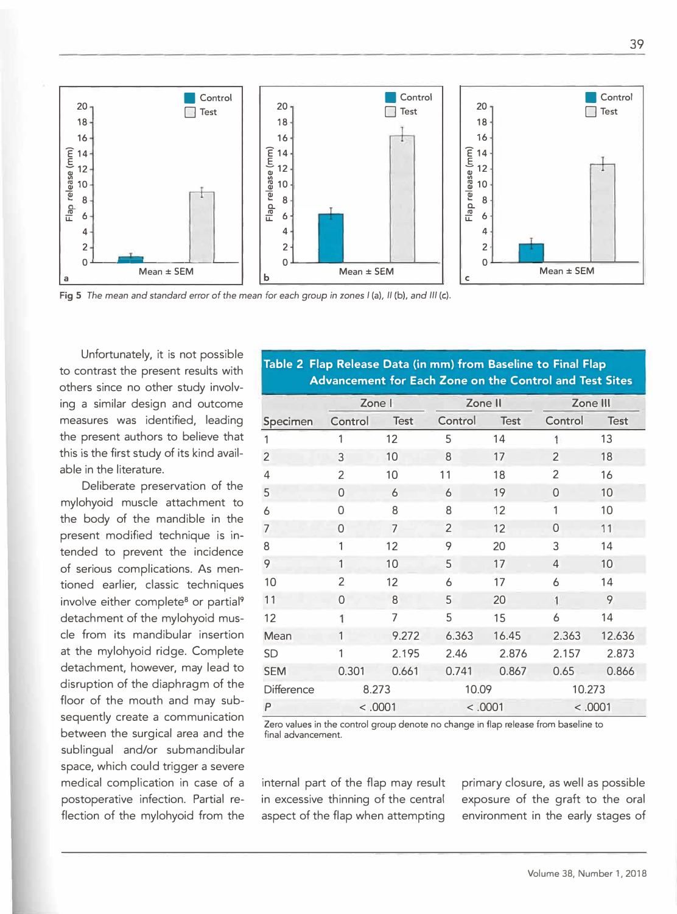Fig 5 *The mean and standard error of the mean for each group in zones I (a), II (b), and III (c).*

Unfortunately, it is not possible to contrast the present results with others since no other study involving a similar design and outcome measures was identified, leading the present authors to believe that this is the first study of its kind available in the literature.

Deliberate preservation of the mylohyoid muscle attachment to the body of the mandible in the present modified technique is intended to prevent the incidence of serious complications. As mentioned earlier, classic techniques involve either complete[8] or partial[9] detachment of the mylohyoid muscle from its mandibular insertion at the mylohyoid ridge. Complete detachment, however, may lead to disruption of the diaphragm of the floor of the mouth and may subsequently create a communication between the surgical area and the sublingual and/or submandibular space, which could trigger a severe medical complication in case of a postoperative infection. Partial reflection of the mylohyoid from the internal part of the flap may result in excessive thinning of the central aspect of the flap when attempting primary closure, as well as possible exposure of the graft to the oral environment in the early stages of

**Table 2 Flap Release Data (in mm) from Baseline to Final Flap Advancement for Each Zone on the Control and Test Sites**

| | Zone I | | Zone II | | Zone III | |
|---|---|---|---|---|---|---|
| Specimen | Control | Test | Control | Test | Control | Test |
| 1 | 1 | 12 | 5 | 14 | 1 | 13 |
| 2 | 3 | 10 | 8 | 17 | 2 | 18 |
| 4 | 2 | 10 | 11 | 18 | 2 | 16 |
| 5 | 0 | 6 | 6 | 19 | 0 | 10 |
| 6 | 0 | 8 | 8 | 12 | 1 | 10 |
| 7 | 0 | 7 | 2 | 12 | 0 | 11 |
| 8 | 1 | 12 | 9 | 20 | 3 | 14 |
| 9 | 1 | 10 | 5 | 17 | 4 | 10 |
| 10 | 2 | 12 | 6 | 17 | 6 | 14 |
| 11 | 0 | 8 | 5 | 20 | 1 | 9 |
| 12 | 1 | 7 | 5 | 15 | 6 | 14 |
| Mean | 1 | 9.272 | 6.363 | 16.45 | 2.363 | 12.636 |
| SD | 1 | 2.195 | 2.46 | 2.876 | 2.157 | 2.873 |
| SEM | 0.301 | 0.661 | 0.741 | 0.867 | 0.65 | 0.866 |
| Difference | 8.273 | | 10.09 | | 10.273 | |
| *P* | < .0001 | | < .0001 | | < .0001 | |

Zero values in the control group denote no change in flap release from baseline to final advancement.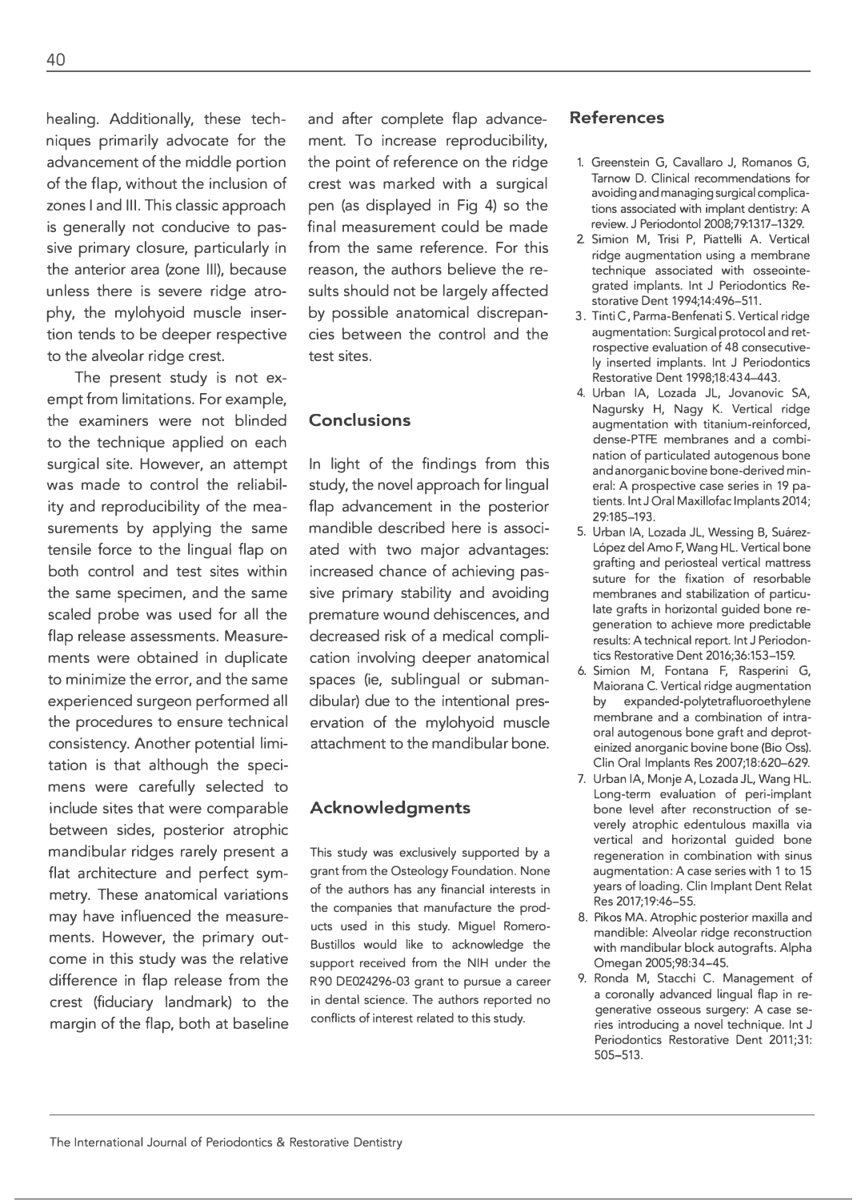healing. Additionally, these techniques primarily advocate for the advancement of the middle portion of the flap, without the inclusion of zones I and III. This classic approach is generally not conducive to passive primary closure, particularly in the anterior area (zone III), because unless there is severe ridge atrophy, the mylohyoid muscle insertion tends to be deeper respective to the alveolar ridge crest.

The present study is not exempt from limitations. For example, the examiners were not blinded to the technique applied on each surgical site. However, an attempt was made to control the reliability and reproducibility of the measurements by applying the same tensile force to the lingual flap on both control and test sites within the same specimen, and the same scaled probe was used for all the flap release assessments. Measurements were obtained in duplicate to minimize the error, and the same experienced surgeon performed all the procedures to ensure technical consistency. Another potential limitation is that although the specimens were carefully selected to include sites that were comparable between sides, posterior atrophic mandibular ridges rarely present a flat architecture and perfect symmetry. These anatomical variations may have influenced the measurements. However, the primary outcome in this study was the relative difference in flap release from the crest (fiduciary landmark) to the margin of the flap, both at baseline and after complete flap advancement. To increase reproducibility, the point of reference on the ridge crest was marked with a surgical pen (as displayed in Fig 4) so the final measurement could be made from the same reference. For this reason, the authors believe the results should not be largely affected by possible anatomical discrepancies between the control and the test sites.

## Conclusions

In light of the findings from this study, the novel approach for lingual flap advancement in the posterior mandible described here is associated with two major advantages: increased chance of achieving passive primary stability and avoiding premature wound dehiscences, and decreased risk of a medical complication involving deeper anatomical spaces (ie, sublingual or submandibular) due to the intentional preservation of the mylohyoid muscle attachment to the mandibular bone.

## Acknowledgments

This study was exclusively supported by a grant from the Osteology Foundation. None of the authors has any financial interests in the companies that manufacture the products used in this study. Miguel Romero-Bustillos would like to acknowledge the support received from the NIH under the R90 DE024296-03 grant to pursue a career in dental science. The authors reported no conflicts of interest related to this study.

## References

1. Greenstein G, Cavallaro J, Romanos G, Tarnow D. Clinical recommendations for avoiding and managing surgical complications associated with implant dentistry: A review. J Periodontol 2008;79:1317–1329.
2. Simion M, Trisi P, Piattelli A. Vertical ridge augmentation using a membrane technique associated with osseointegrated implants. Int J Periodontics Restorative Dent 1994;14:496–511.
3. Tinti C, Parma-Benfenati S. Vertical ridge augmentation: Surgical protocol and retrospective evaluation of 48 consecutively inserted implants. Int J Periodontics Restorative Dent 1998;18:434–443.
4. Urban IA, Lozada JL, Jovanovic SA, Nagursky H, Nagy K. Vertical ridge augmentation with titanium-reinforced, dense-PTFE membranes and a combination of particulated autogenous bone and anorganic bovine bone-derived mineral: A prospective case series in 19 patients. Int J Oral Maxillofac Implants 2014; 29:185–193.
5. Urban IA, Lozada JL, Wessing B, Suárez-López del Amo F, Wang HL. Vertical bone grafting and periosteal vertical mattress suture for the fixation of resorbable membranes and stabilization of particulate grafts in horizontal guided bone regeneration to achieve more predictable results: A technical report. Int J Periodontics Restorative Dent 2016;36:153–159.
6. Simion M, Fontana F, Rasperini G, Maiorana C. Vertical ridge augmentation by expanded-polytetrafluoroethylene membrane and a combination of intraoral autogenous bone graft and deproteinized anorganic bovine bone (Bio Oss). Clin Oral Implants Res 2007;18:620–629.
7. Urban IA, Monje A, Lozada JL, Wang HL. Long-term evaluation of peri-implant bone level after reconstruction of severely atrophic edentulous maxilla via vertical and horizontal guided bone regeneration in combination with sinus augmentation: A case series with 1 to 15 years of loading. Clin Implant Dent Relat Res 2017;19:46–55.
8. Pikos MA. Atrophic posterior maxilla and mandible: Alveolar ridge reconstruction with mandibular block autografts. Alpha Omegan 2005;98:34–45.
9. Ronda M, Stacchi C. Management of a coronally advanced lingual flap in regenerative osseous surgery: A case series introducing a novel technique. Int J Periodontics Restorative Dent 2011;31: 505–513.